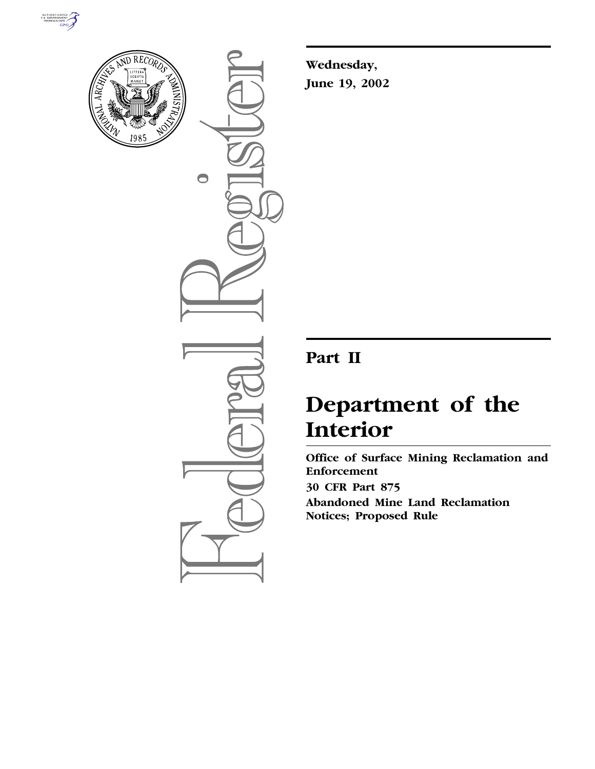Wednesday,

June 19, 2002

# Part II

# Department of the Interior

**Office of Surface Mining Reclamation and Enforcement**

**30 CFR Part 875**

**Abandoned Mine Land Reclamation Notices; Proposed Rule**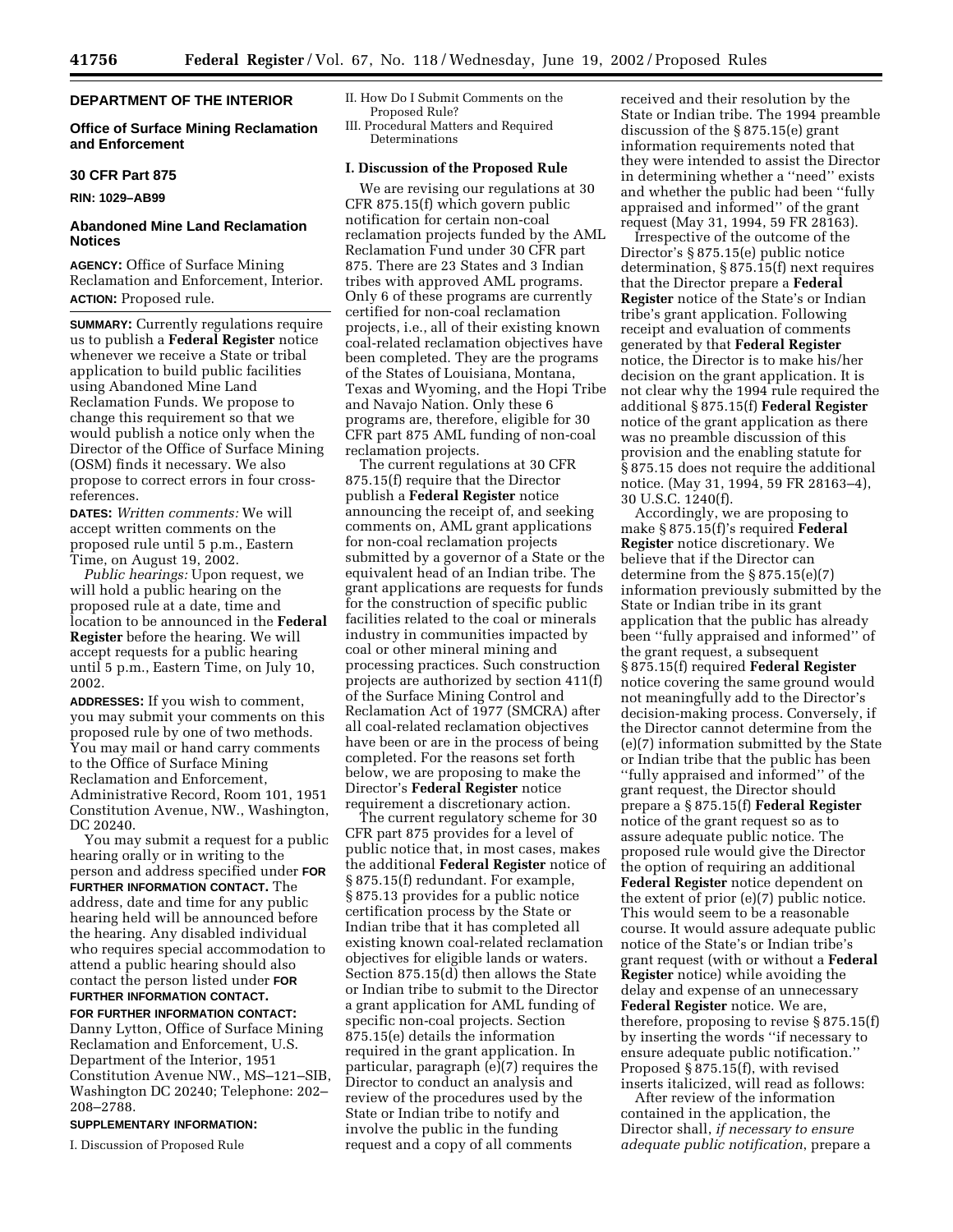**DEPARTMENT OF THE INTERIOR**

**Office of Surface Mining Reclamation and Enforcement**

**30 CFR Part 875**

**RIN: 1029–AB99**

**Abandoned Mine Land Reclamation Notices**

**AGENCY:** Office of Surface Mining Reclamation and Enforcement, Interior.

**ACTION:** Proposed rule.

**SUMMARY:** Currently regulations require us to publish a **Federal Register** notice whenever we receive a State or tribal application to build public facilities using Abandoned Mine Land Reclamation Funds. We propose to change this requirement so that we would publish a notice only when the Director of the Office of Surface Mining (OSM) finds it necessary. We also propose to correct errors in four cross-references.

**DATES:** *Written comments:* We will accept written comments on the proposed rule until 5 p.m., Eastern Time, on August 19, 2002.

*Public hearings:* Upon request, we will hold a public hearing on the proposed rule at a date, time and location to be announced in the **Federal Register** before the hearing. We will accept requests for a public hearing until 5 p.m., Eastern Time, on July 10, 2002.

**ADDRESSES:** If you wish to comment, you may submit your comments on this proposed rule by one of two methods. You may mail or hand carry comments to the Office of Surface Mining Reclamation and Enforcement, Administrative Record, Room 101, 1951 Constitution Avenue, NW., Washington, DC 20240.

You may submit a request for a public hearing orally or in writing to the person and address specified under **FOR FURTHER INFORMATION CONTACT.** The address, date and time for any public hearing held will be announced before the hearing. Any disabled individual who requires special accommodation to attend a public hearing should also contact the person listed under **FOR FURTHER INFORMATION CONTACT.**

**FOR FURTHER INFORMATION CONTACT:** Danny Lytton, Office of Surface Mining Reclamation and Enforcement, U.S. Department of the Interior, 1951 Constitution Avenue NW., MS–121–SIB, Washington DC 20240; Telephone: 202–208–2788.

**SUPPLEMENTARY INFORMATION:**

I. Discussion of Proposed Rule
II. How Do I Submit Comments on the Proposed Rule?
III. Procedural Matters and Required Determinations

## I. Discussion of the Proposed Rule

We are revising our regulations at 30 CFR 875.15(f) which govern public notification for certain non-coal reclamation projects funded by the AML Reclamation Fund under 30 CFR part 875. There are 23 States and 3 Indian tribes with approved AML programs. Only 6 of these programs are currently certified for non-coal reclamation projects, i.e., all of their existing known coal-related reclamation objectives have been completed. They are the programs of the States of Louisiana, Montana, Texas and Wyoming, and the Hopi Tribe and Navajo Nation. Only these 6 programs are, therefore, eligible for 30 CFR part 875 AML funding of non-coal reclamation projects.

The current regulations at 30 CFR 875.15(f) require that the Director publish a **Federal Register** notice announcing the receipt of, and seeking comments on, AML grant applications for non-coal reclamation projects submitted by a governor of a State or the equivalent head of an Indian tribe. The grant applications are requests for funds for the construction of specific public facilities related to the coal or minerals industry in communities impacted by coal or other mineral mining and processing practices. Such construction projects are authorized by section 411(f) of the Surface Mining Control and Reclamation Act of 1977 (SMCRA) after all coal-related reclamation objectives have been or are in the process of being completed. For the reasons set forth below, we are proposing to make the Director's **Federal Register** notice requirement a discretionary action.

The current regulatory scheme for 30 CFR part 875 provides for a level of public notice that, in most cases, makes the additional **Federal Register** notice of § 875.15(f) redundant. For example, § 875.13 provides for a public notice certification process by the State or Indian tribe that it has completed all existing known coal-related reclamation objectives for eligible lands or waters. Section 875.15(d) then allows the State or Indian tribe to submit to the Director a grant application for AML funding of specific non-coal projects. Section 875.15(e) details the information required in the grant application. In particular, paragraph (e)(7) requires the Director to conduct an analysis and review of the procedures used by the State or Indian tribe to notify and involve the public in the funding request and a copy of all comments received and their resolution by the State or Indian tribe. The 1994 preamble discussion of the § 875.15(e) grant information requirements noted that they were intended to assist the Director in determining whether a ''need'' exists and whether the public had been ''fully appraised and informed'' of the grant request (May 31, 1994, 59 FR 28163).

Irrespective of the outcome of the Director's § 875.15(e) public notice determination, § 875.15(f) next requires that the Director prepare a **Federal Register** notice of the State's or Indian tribe's grant application. Following receipt and evaluation of comments generated by that **Federal Register** notice, the Director is to make his/her decision on the grant application. It is not clear why the 1994 rule required the additional § 875.15(f) **Federal Register** notice of the grant application as there was no preamble discussion of this provision and the enabling statute for § 875.15 does not require the additional notice. (May 31, 1994, 59 FR 28163–4), 30 U.S.C. 1240(f).

Accordingly, we are proposing to make § 875.15(f)'s required **Federal Register** notice discretionary. We believe that if the Director can determine from the § 875.15(e)(7) information previously submitted by the State or Indian tribe in its grant application that the public has already been ''fully appraised and informed'' of the grant request, a subsequent § 875.15(f) required **Federal Register** notice covering the same ground would not meaningfully add to the Director's decision-making process. Conversely, if the Director cannot determine from the (e)(7) information submitted by the State or Indian tribe that the public has been ''fully appraised and informed'' of the grant request, the Director should prepare a § 875.15(f) **Federal Register** notice of the grant request so as to assure adequate public notice. The proposed rule would give the Director the option of requiring an additional **Federal Register** notice dependent on the extent of prior (e)(7) public notice. This would seem to be a reasonable course. It would assure adequate public notice of the State's or Indian tribe's grant request (with or without a **Federal Register** notice) while avoiding the delay and expense of an unnecessary **Federal Register** notice. We are, therefore, proposing to revise § 875.15(f) by inserting the words ''if necessary to ensure adequate public notification.'' Proposed § 875.15(f), with revised inserts italicized, will read as follows:

After review of the information contained in the application, the Director shall, *if necessary to ensure adequate public notification*, prepare a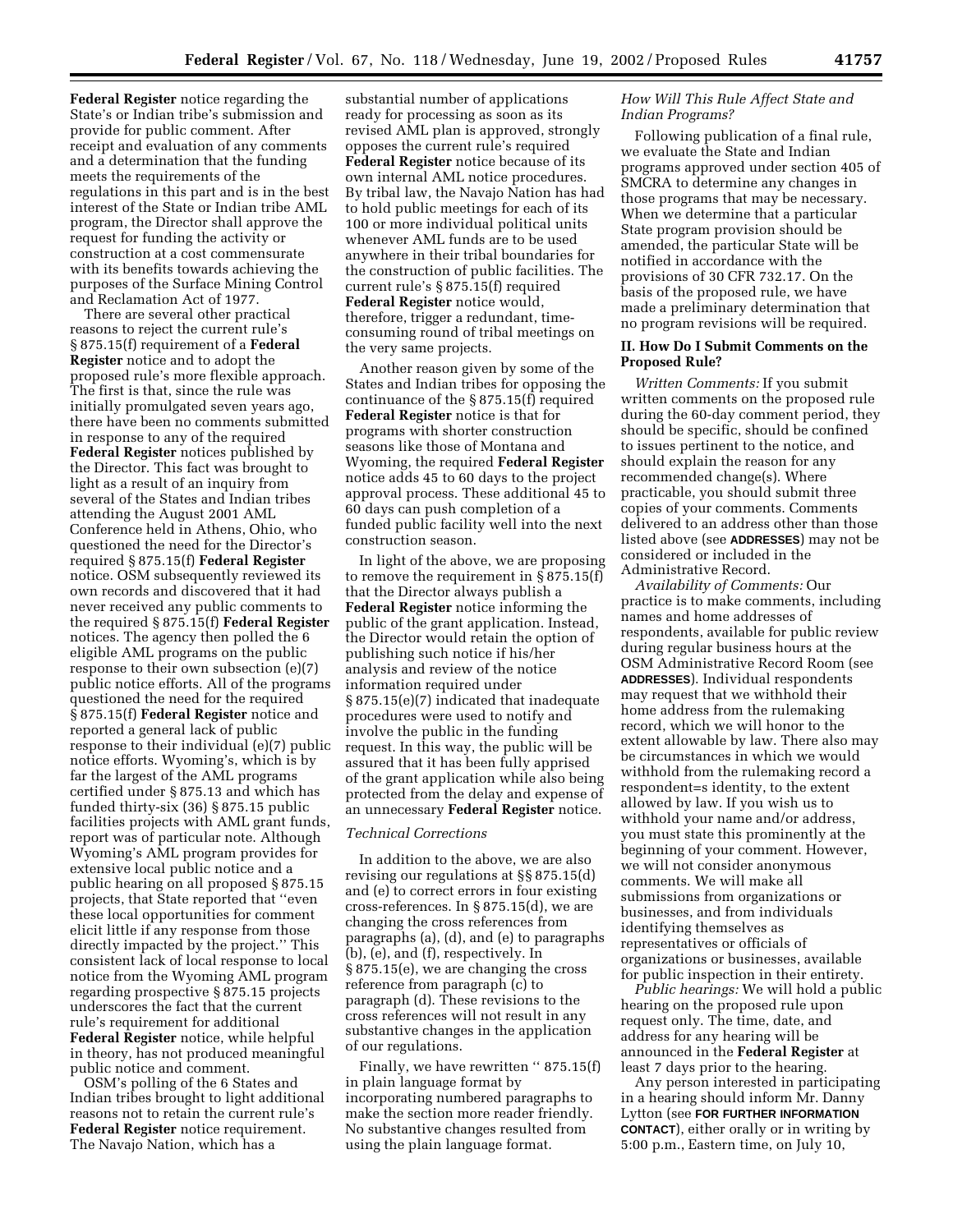**Federal Register** notice regarding the State's or Indian tribe's submission and provide for public comment. After receipt and evaluation of any comments and a determination that the funding meets the requirements of the regulations in this part and is in the best interest of the State or Indian tribe AML program, the Director shall approve the request for funding the activity or construction at a cost commensurate with its benefits towards achieving the purposes of the Surface Mining Control and Reclamation Act of 1977.

There are several other practical reasons to reject the current rule's § 875.15(f) requirement of a **Federal Register** notice and to adopt the proposed rule's more flexible approach. The first is that, since the rule was initially promulgated seven years ago, there have been no comments submitted in response to any of the required **Federal Register** notices published by the Director. This fact was brought to light as a result of an inquiry from several of the States and Indian tribes attending the August 2001 AML Conference held in Athens, Ohio, who questioned the need for the Director's required § 875.15(f) **Federal Register** notice. OSM subsequently reviewed its own records and discovered that it had never received any public comments to the required § 875.15(f) **Federal Register** notices. The agency then polled the 6 eligible AML programs on the public response to their own subsection (e)(7) public notice efforts. All of the programs questioned the need for the required § 875.15(f) **Federal Register** notice and reported a general lack of public response to their individual (e)(7) public notice efforts. Wyoming's, which is by far the largest of the AML programs certified under § 875.13 and which has funded thirty-six (36) § 875.15 public facilities projects with AML grant funds, report was of particular note. Although Wyoming's AML program provides for extensive local public notice and a public hearing on all proposed § 875.15 projects, that State reported that ''even these local opportunities for comment elicit little if any response from those directly impacted by the project.'' This consistent lack of local response to local notice from the Wyoming AML program regarding prospective § 875.15 projects underscores the fact that the current rule's requirement for additional **Federal Register** notice, while helpful in theory, has not produced meaningful public notice and comment.

OSM's polling of the 6 States and Indian tribes brought to light additional reasons not to retain the current rule's **Federal Register** notice requirement. The Navajo Nation, which has a substantial number of applications ready for processing as soon as its revised AML plan is approved, strongly opposes the current rule's required **Federal Register** notice because of its own internal AML notice procedures. By tribal law, the Navajo Nation has had to hold public meetings for each of its 100 or more individual political units whenever AML funds are to be used anywhere in their tribal boundaries for the construction of public facilities. The current rule's § 875.15(f) required **Federal Register** notice would, therefore, trigger a redundant, time-consuming round of tribal meetings on the very same projects.

Another reason given by some of the States and Indian tribes for opposing the continuance of the § 875.15(f) required **Federal Register** notice is that for programs with shorter construction seasons like those of Montana and Wyoming, the required **Federal Register** notice adds 45 to 60 days to the project approval process. These additional 45 to 60 days can push completion of a funded public facility well into the next construction season.

In light of the above, we are proposing to remove the requirement in § 875.15(f) that the Director always publish a **Federal Register** notice informing the public of the grant application. Instead, the Director would retain the option of publishing such notice if his/her analysis and review of the notice information required under § 875.15(e)(7) indicated that inadequate procedures were used to notify and involve the public in the funding request. In this way, the public will be assured that it has been fully apprised of the grant application while also being protected from the delay and expense of an unnecessary **Federal Register** notice.

*Technical Corrections*

In addition to the above, we are also revising our regulations at §§ 875.15(d) and (e) to correct errors in four existing cross-references. In § 875.15(d), we are changing the cross references from paragraphs (a), (d), and (e) to paragraphs (b), (e), and (f), respectively. In § 875.15(e), we are changing the cross reference from paragraph (c) to paragraph (d). These revisions to the cross references will not result in any substantive changes in the application of our regulations.

Finally, we have rewritten '' 875.15(f) in plain language format by incorporating numbered paragraphs to make the section more reader friendly. No substantive changes resulted from using the plain language format.

*How Will This Rule Affect State and Indian Programs?*

Following publication of a final rule, we evaluate the State and Indian programs approved under section 405 of SMCRA to determine any changes in those programs that may be necessary. When we determine that a particular State program provision should be amended, the particular State will be notified in accordance with the provisions of 30 CFR 732.17. On the basis of the proposed rule, we have made a preliminary determination that no program revisions will be required.

## II. How Do I Submit Comments on the Proposed Rule?

*Written Comments:* If you submit written comments on the proposed rule during the 60-day comment period, they should be specific, should be confined to issues pertinent to the notice, and should explain the reason for any recommended change(s). Where practicable, you should submit three copies of your comments. Comments delivered to an address other than those listed above (see **ADDRESSES**) may not be considered or included in the Administrative Record.

*Availability of Comments:* Our practice is to make comments, including names and home addresses of respondents, available for public review during regular business hours at the OSM Administrative Record Room (see **ADDRESSES**). Individual respondents may request that we withhold their home address from the rulemaking record, which we will honor to the extent allowable by law. There also may be circumstances in which we would withhold from the rulemaking record a respondent=s identity, to the extent allowed by law. If you wish us to withhold your name and/or address, you must state this prominently at the beginning of your comment. However, we will not consider anonymous comments. We will make all submissions from organizations or businesses, and from individuals identifying themselves as representatives or officials of organizations or businesses, available for public inspection in their entirety.

*Public hearings:* We will hold a public hearing on the proposed rule upon request only. The time, date, and address for any hearing will be announced in the **Federal Register** at least 7 days prior to the hearing.

Any person interested in participating in a hearing should inform Mr. Danny Lytton (see **FOR FURTHER INFORMATION CONTACT**), either orally or in writing by 5:00 p.m., Eastern time, on July 10,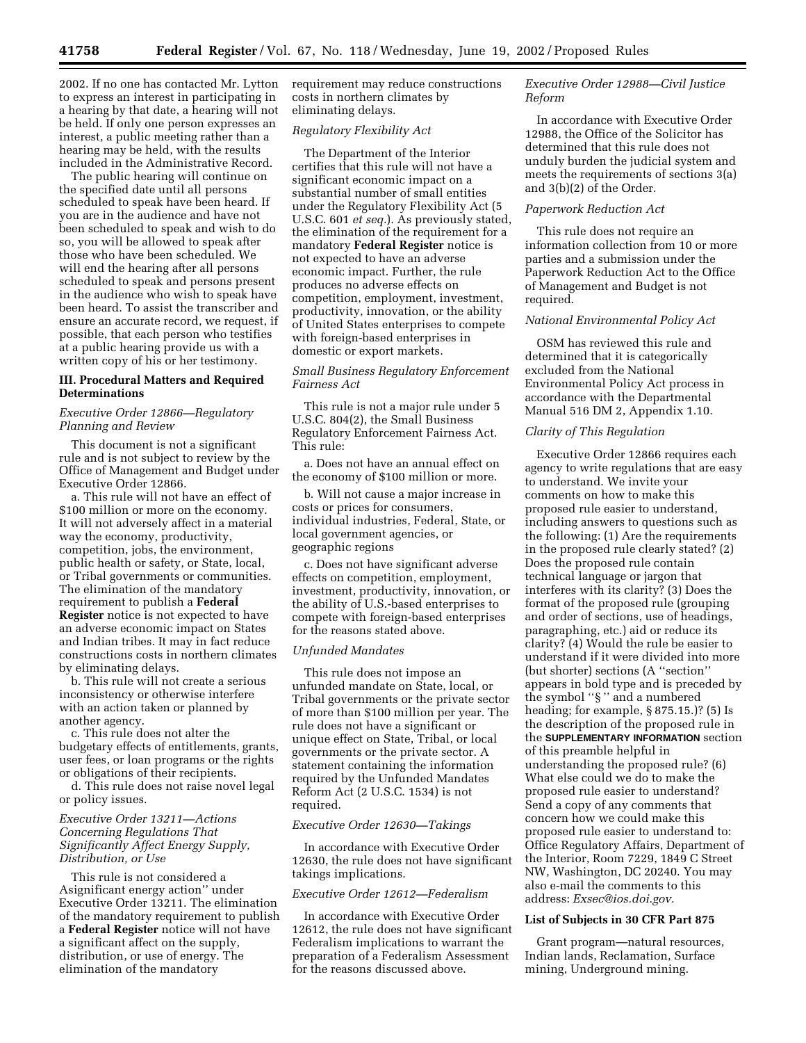2002. If no one has contacted Mr. Lytton to express an interest in participating in a hearing by that date, a hearing will not be held. If only one person expresses an interest, a public meeting rather than a hearing may be held, with the results included in the Administrative Record.

The public hearing will continue on the specified date until all persons scheduled to speak have been heard. If you are in the audience and have not been scheduled to speak and wish to do so, you will be allowed to speak after those who have been scheduled. We will end the hearing after all persons scheduled to speak and persons present in the audience who wish to speak have been heard. To assist the transcriber and ensure an accurate record, we request, if possible, that each person who testifies at a public hearing provide us with a written copy of his or her testimony.

**III. Procedural Matters and Required Determinations**

*Executive Order 12866—Regulatory Planning and Review*

This document is not a significant rule and is not subject to review by the Office of Management and Budget under Executive Order 12866.

a. This rule will not have an effect of $100 million or more on the economy. It will not adversely affect in a material way the economy, productivity, competition, jobs, the environment, public health or safety, or State, local, or Tribal governments or communities. The elimination of the mandatory requirement to publish a **Federal Register** notice is not expected to have an adverse economic impact on States and Indian tribes. It may in fact reduce constructions costs in northern climates by eliminating delays.

b. This rule will not create a serious inconsistency or otherwise interfere with an action taken or planned by another agency.

c. This rule does not alter the budgetary effects of entitlements, grants, user fees, or loan programs or the rights or obligations of their recipients.

d. This rule does not raise novel legal or policy issues.

*Executive Order 13211—Actions Concerning Regulations That Significantly Affect Energy Supply, Distribution, or Use*

This rule is not considered a Asignificant energy action'' under Executive Order 13211. The elimination of the mandatory requirement to publish a **Federal Register** notice will not have a significant affect on the supply, distribution, or use of energy. The elimination of the mandatory requirement may reduce constructions costs in northern climates by eliminating delays.

*Regulatory Flexibility Act*

The Department of the Interior certifies that this rule will not have a significant economic impact on a substantial number of small entities under the Regulatory Flexibility Act (5 U.S.C. 601 *et seq.*). As previously stated, the elimination of the requirement for a mandatory **Federal Register** notice is not expected to have an adverse economic impact. Further, the rule produces no adverse effects on competition, employment, investment, productivity, innovation, or the ability of United States enterprises to compete with foreign-based enterprises in domestic or export markets.

*Small Business Regulatory Enforcement Fairness Act*

This rule is not a major rule under 5 U.S.C. 804(2), the Small Business Regulatory Enforcement Fairness Act. This rule:

a. Does not have an annual effect on the economy of $100 million or more.

b. Will not cause a major increase in costs or prices for consumers, individual industries, Federal, State, or local government agencies, or geographic regions

c. Does not have significant adverse effects on competition, employment, investment, productivity, innovation, or the ability of U.S.-based enterprises to compete with foreign-based enterprises for the reasons stated above.

*Unfunded Mandates*

This rule does not impose an unfunded mandate on State, local, or Tribal governments or the private sector of more than $100 million per year. The rule does not have a significant or unique effect on State, Tribal, or local governments or the private sector. A statement containing the information required by the Unfunded Mandates Reform Act (2 U.S.C. 1534) is not required.

*Executive Order 12630—Takings*

In accordance with Executive Order 12630, the rule does not have significant takings implications.

*Executive Order 12612—Federalism*

In accordance with Executive Order 12612, the rule does not have significant Federalism implications to warrant the preparation of a Federalism Assessment for the reasons discussed above.

*Executive Order 12988—Civil Justice Reform*

In accordance with Executive Order 12988, the Office of the Solicitor has determined that this rule does not unduly burden the judicial system and meets the requirements of sections 3(a) and 3(b)(2) of the Order.

*Paperwork Reduction Act*

This rule does not require an information collection from 10 or more parties and a submission under the Paperwork Reduction Act to the Office of Management and Budget is not required.

*National Environmental Policy Act*

OSM has reviewed this rule and determined that it is categorically excluded from the National Environmental Policy Act process in accordance with the Departmental Manual 516 DM 2, Appendix 1.10.

*Clarity of This Regulation*

Executive Order 12866 requires each agency to write regulations that are easy to understand. We invite your comments on how to make this proposed rule easier to understand, including answers to questions such as the following: (1) Are the requirements in the proposed rule clearly stated? (2) Does the proposed rule contain technical language or jargon that interferes with its clarity? (3) Does the format of the proposed rule (grouping and order of sections, use of headings, paragraphing, etc.) aid or reduce its clarity? (4) Would the rule be easier to understand if it were divided into more (but shorter) sections (A ''section'' appears in bold type and is preceded by the symbol ''§ '' and a numbered heading; for example, § 875.15.)? (5) Is the description of the proposed rule in the **SUPPLEMENTARY INFORMATION** section of this preamble helpful in understanding the proposed rule? (6) What else could we do to make the proposed rule easier to understand? Send a copy of any comments that concern how we could make this proposed rule easier to understand to: Office Regulatory Affairs, Department of the Interior, Room 7229, 1849 C Street NW, Washington, DC 20240. You may also e-mail the comments to this address: *Exsec@ios.doi.gov.*

**List of Subjects in 30 CFR Part 875**

Grant program—natural resources, Indian lands, Reclamation, Surface mining, Underground mining.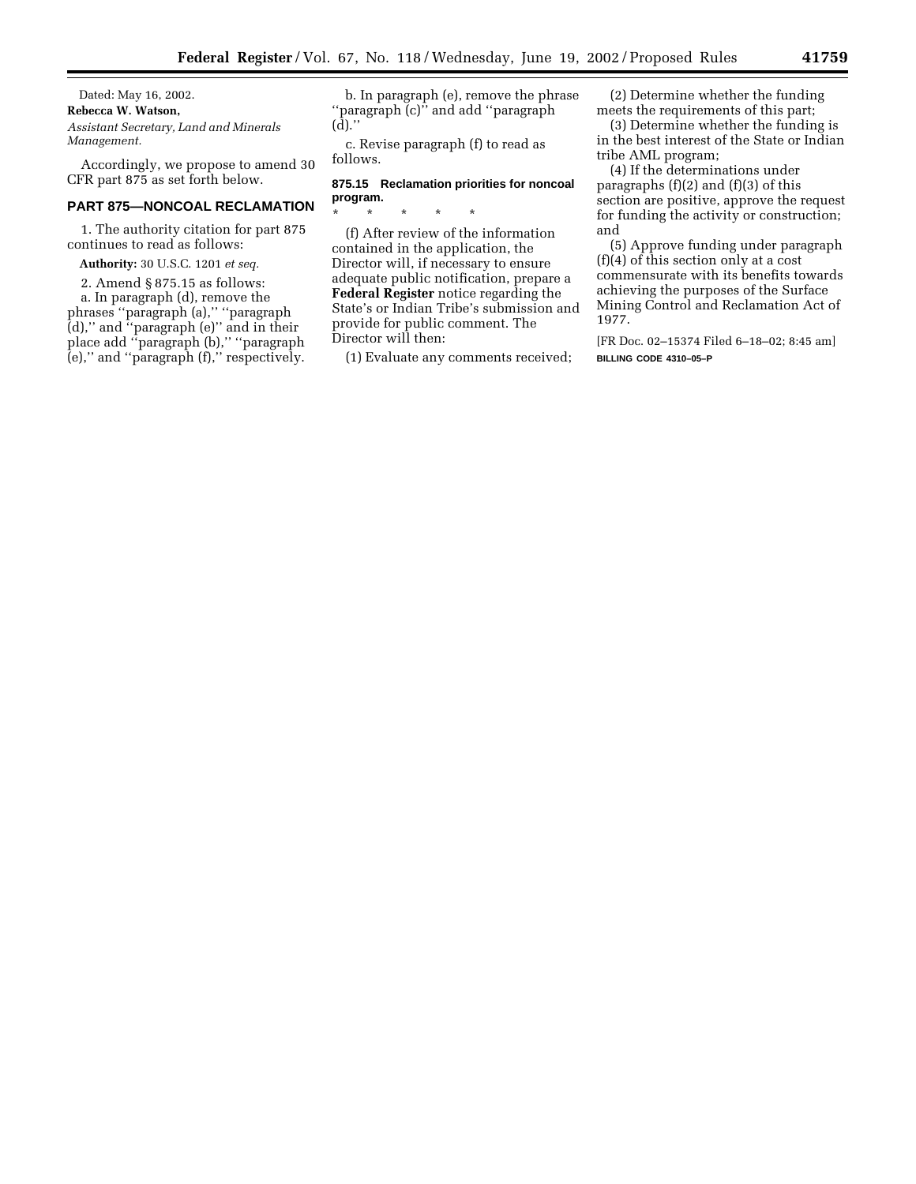Dated: May 16, 2002.

**Rebecca W. Watson,**

*Assistant Secretary, Land and Minerals Management.*

Accordingly, we propose to amend 30 CFR part 875 as set forth below.

## PART 875—NONCOAL RECLAMATION

1. The authority citation for part 875 continues to read as follows:

**Authority:** 30 U.S.C. 1201 *et seq.*

2. Amend § 875.15 as follows:

a. In paragraph (d), remove the phrases ''paragraph (a),'' ''paragraph (d),'' and ''paragraph (e)'' and in their place add ''paragraph (b),'' ''paragraph (e),'' and ''paragraph (f),'' respectively.

b. In paragraph (e), remove the phrase ''paragraph (c)'' and add ''paragraph (d).''

c. Revise paragraph (f) to read as follows.

### 875.15 Reclamation priorities for noncoal program.

\* \* \* \* \*

(f) After review of the information contained in the application, the Director will, if necessary to ensure adequate public notification, prepare a **Federal Register** notice regarding the State's or Indian Tribe's submission and provide for public comment. The Director will then:

(1) Evaluate any comments received;

(2) Determine whether the funding meets the requirements of this part;

(3) Determine whether the funding is in the best interest of the State or Indian tribe AML program;

(4) If the determinations under paragraphs (f)(2) and (f)(3) of this section are positive, approve the request for funding the activity or construction; and

(5) Approve funding under paragraph (f)(4) of this section only at a cost commensurate with its benefits towards achieving the purposes of the Surface Mining Control and Reclamation Act of 1977.

[FR Doc. 02–15374 Filed 6–18–02; 8:45 am]

**BILLING CODE 4310–05–P**